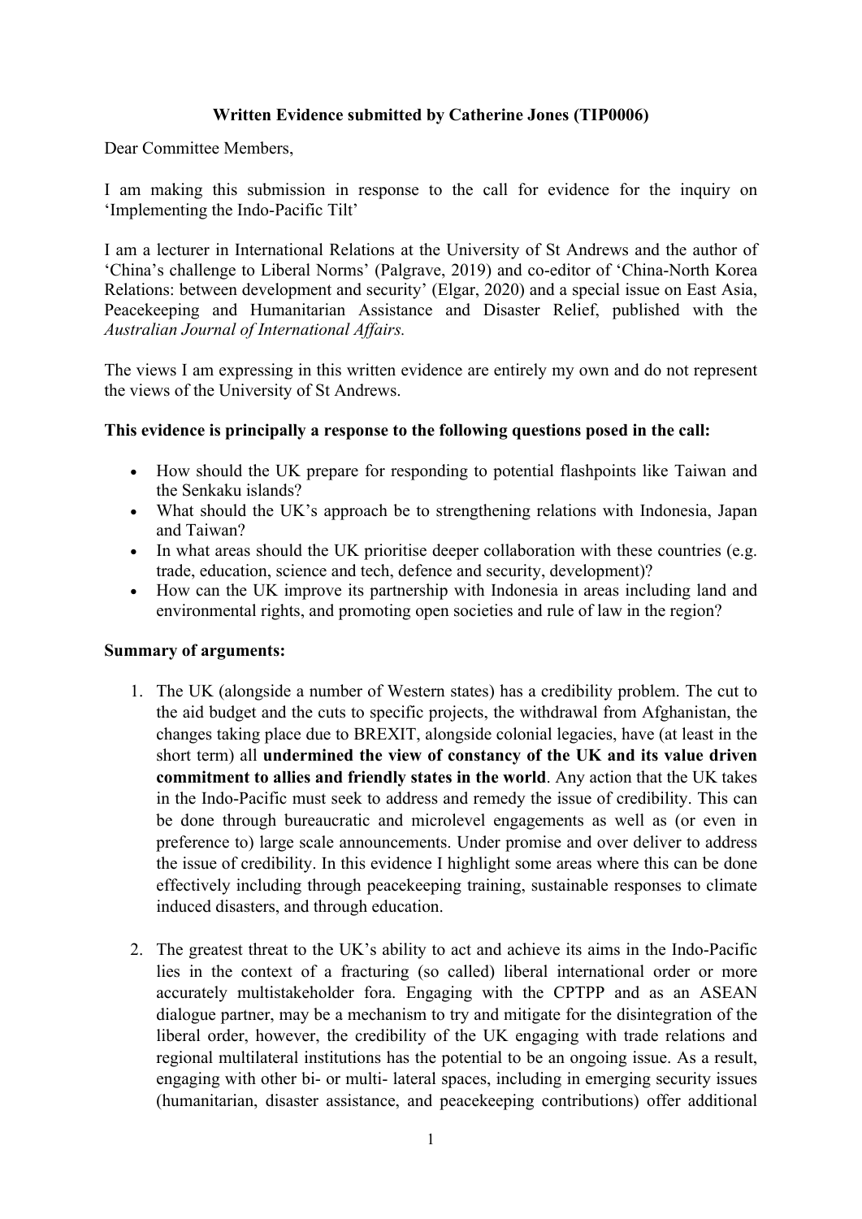**Written Evidence submitted by Catherine Jones (TIP0006)**

Dear Committee Members,

I am making this submission in response to the call for evidence for the inquiry on 'Implementing the Indo-Pacific Tilt'

I am a lecturer in International Relations at the University of St Andrews and the author of 'China's challenge to Liberal Norms' (Palgrave, 2019) and co-editor of 'China-North Korea Relations: between development and security' (Elgar, 2020) and a special issue on East Asia, Peacekeeping and Humanitarian Assistance and Disaster Relief, published with the *Australian Journal of International Affairs.*

The views I am expressing in this written evidence are entirely my own and do not represent the views of the University of St Andrews.

**This evidence is principally a response to the following questions posed in the call:**

- How should the UK prepare for responding to potential flashpoints like Taiwan and the Senkaku islands?
- What should the UK's approach be to strengthening relations with Indonesia, Japan and Taiwan?
- In what areas should the UK prioritise deeper collaboration with these countries (e.g. trade, education, science and tech, defence and security, development)?
- How can the UK improve its partnership with Indonesia in areas including land and environmental rights, and promoting open societies and rule of law in the region?

**Summary of arguments:**

1. The UK (alongside a number of Western states) has a credibility problem. The cut to the aid budget and the cuts to specific projects, the withdrawal from Afghanistan, the changes taking place due to BREXIT, alongside colonial legacies, have (at least in the short term) all **undermined the view of constancy of the UK and its value driven commitment to allies and friendly states in the world**. Any action that the UK takes in the Indo-Pacific must seek to address and remedy the issue of credibility. This can be done through bureaucratic and microlevel engagements as well as (or even in preference to) large scale announcements. Under promise and over deliver to address the issue of credibility. In this evidence I highlight some areas where this can be done effectively including through peacekeeping training, sustainable responses to climate induced disasters, and through education.

2. The greatest threat to the UK's ability to act and achieve its aims in the Indo-Pacific lies in the context of a fracturing (so called) liberal international order or more accurately multistakeholder fora. Engaging with the CPTPP and as an ASEAN dialogue partner, may be a mechanism to try and mitigate for the disintegration of the liberal order, however, the credibility of the UK engaging with trade relations and regional multilateral institutions has the potential to be an ongoing issue. As a result, engaging with other bi- or multi- lateral spaces, including in emerging security issues (humanitarian, disaster assistance, and peacekeeping contributions) offer additional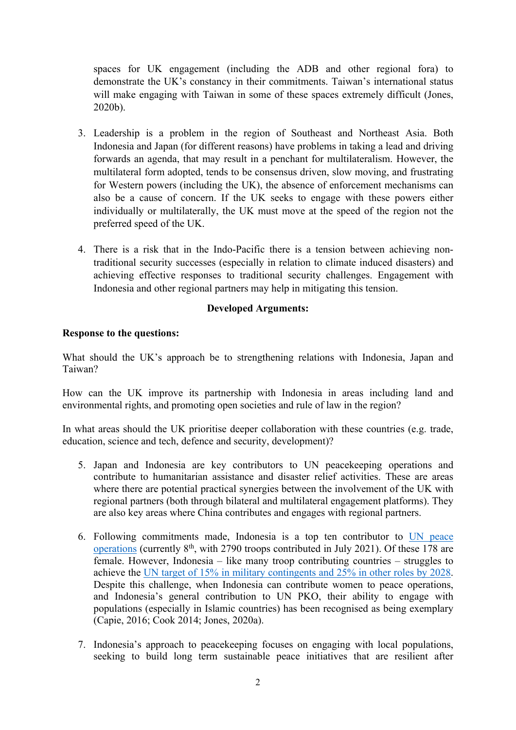spaces for UK engagement (including the ADB and other regional fora) to demonstrate the UK's constancy in their commitments. Taiwan's international status will make engaging with Taiwan in some of these spaces extremely difficult (Jones, 2020b).

3. Leadership is a problem in the region of Southeast and Northeast Asia. Both Indonesia and Japan (for different reasons) have problems in taking a lead and driving forwards an agenda, that may result in a penchant for multilateralism. However, the multilateral form adopted, tends to be consensus driven, slow moving, and frustrating for Western powers (including the UK), the absence of enforcement mechanisms can also be a cause of concern. If the UK seeks to engage with these powers either individually or multilaterally, the UK must move at the speed of the region not the preferred speed of the UK.

4. There is a risk that in the Indo-Pacific there is a tension between achieving non-traditional security successes (especially in relation to climate induced disasters) and achieving effective responses to traditional security challenges. Engagement with Indonesia and other regional partners may help in mitigating this tension.

**Developed Arguments:**

**Response to the questions:**

What should the UK's approach be to strengthening relations with Indonesia, Japan and Taiwan?

How can the UK improve its partnership with Indonesia in areas including land and environmental rights, and promoting open societies and rule of law in the region?

In what areas should the UK prioritise deeper collaboration with these countries (e.g. trade, education, science and tech, defence and security, development)?

5. Japan and Indonesia are key contributors to UN peacekeeping operations and contribute to humanitarian assistance and disaster relief activities. These are areas where there are potential practical synergies between the involvement of the UK with regional partners (both through bilateral and multilateral engagement platforms). They are also key areas where China contributes and engages with regional partners.

6. Following commitments made, Indonesia is a top ten contributor to UN peace operations (currently 8th, with 2790 troops contributed in July 2021). Of these 178 are female. However, Indonesia – like many troop contributing countries – struggles to achieve the UN target of 15% in military contingents and 25% in other roles by 2028. Despite this challenge, when Indonesia can contribute women to peace operations, and Indonesia's general contribution to UN PKO, their ability to engage with populations (especially in Islamic countries) has been recognised as being exemplary (Capie, 2016; Cook 2014; Jones, 2020a).

7. Indonesia's approach to peacekeeping focuses on engaging with local populations, seeking to build long term sustainable peace initiatives that are resilient after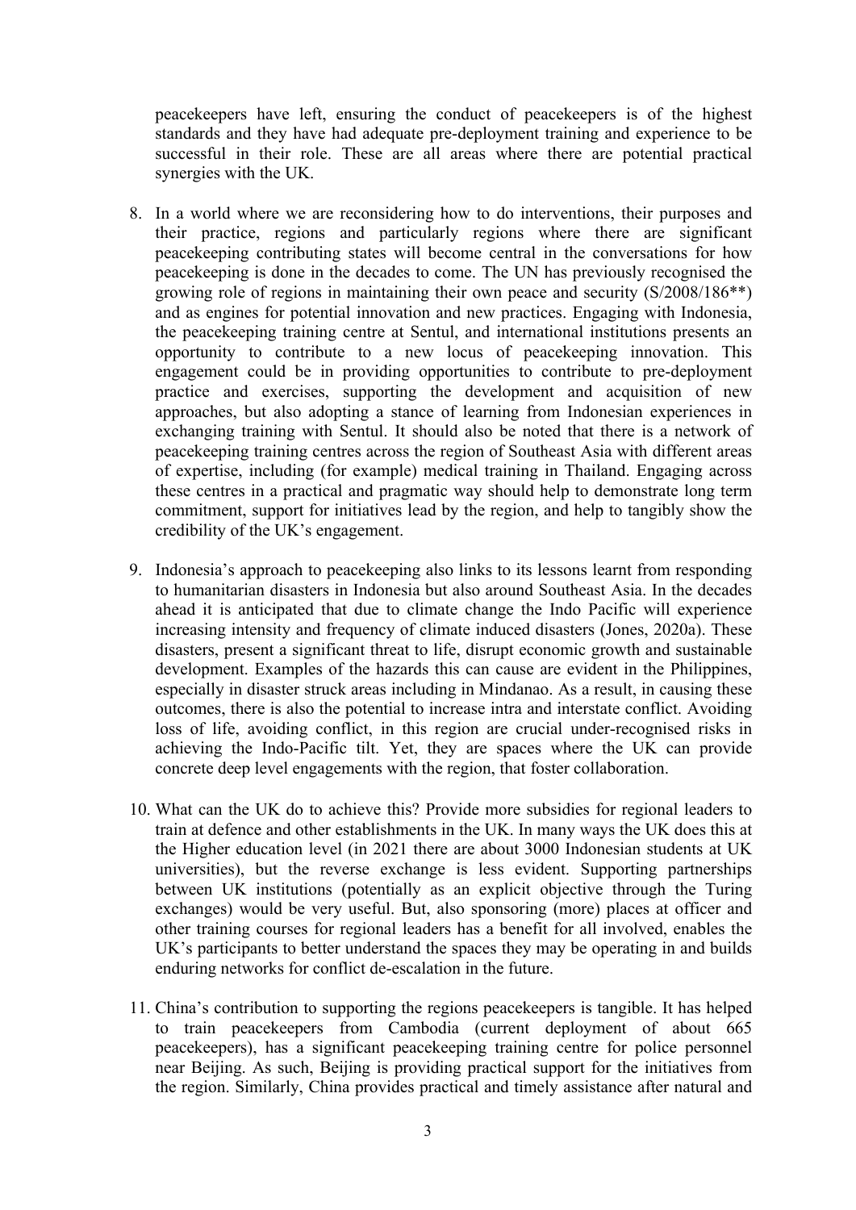peacekeepers have left, ensuring the conduct of peacekeepers is of the highest standards and they have had adequate pre-deployment training and experience to be successful in their role. These are all areas where there are potential practical synergies with the UK.

8. In a world where we are reconsidering how to do interventions, their purposes and their practice, regions and particularly regions where there are significant peacekeeping contributing states will become central in the conversations for how peacekeeping is done in the decades to come. The UN has previously recognised the growing role of regions in maintaining their own peace and security (S/2008/186**) and as engines for potential innovation and new practices. Engaging with Indonesia, the peacekeeping training centre at Sentul, and international institutions presents an opportunity to contribute to a new locus of peacekeeping innovation. This engagement could be in providing opportunities to contribute to pre-deployment practice and exercises, supporting the development and acquisition of new approaches, but also adopting a stance of learning from Indonesian experiences in exchanging training with Sentul. It should also be noted that there is a network of peacekeeping training centres across the region of Southeast Asia with different areas of expertise, including (for example) medical training in Thailand. Engaging across these centres in a practical and pragmatic way should help to demonstrate long term commitment, support for initiatives lead by the region, and help to tangibly show the credibility of the UK's engagement.

9. Indonesia's approach to peacekeeping also links to its lessons learnt from responding to humanitarian disasters in Indonesia but also around Southeast Asia. In the decades ahead it is anticipated that due to climate change the Indo Pacific will experience increasing intensity and frequency of climate induced disasters (Jones, 2020a). These disasters, present a significant threat to life, disrupt economic growth and sustainable development. Examples of the hazards this can cause are evident in the Philippines, especially in disaster struck areas including in Mindanao. As a result, in causing these outcomes, there is also the potential to increase intra and interstate conflict. Avoiding loss of life, avoiding conflict, in this region are crucial under-recognised risks in achieving the Indo-Pacific tilt. Yet, they are spaces where the UK can provide concrete deep level engagements with the region, that foster collaboration.

10. What can the UK do to achieve this? Provide more subsidies for regional leaders to train at defence and other establishments in the UK. In many ways the UK does this at the Higher education level (in 2021 there are about 3000 Indonesian students at UK universities), but the reverse exchange is less evident. Supporting partnerships between UK institutions (potentially as an explicit objective through the Turing exchanges) would be very useful. But, also sponsoring (more) places at officer and other training courses for regional leaders has a benefit for all involved, enables the UK's participants to better understand the spaces they may be operating in and builds enduring networks for conflict de-escalation in the future.

11. China's contribution to supporting the regions peacekeepers is tangible. It has helped to train peacekeepers from Cambodia (current deployment of about 665 peacekeepers), has a significant peacekeeping training centre for police personnel near Beijing. As such, Beijing is providing practical support for the initiatives from the region. Similarly, China provides practical and timely assistance after natural and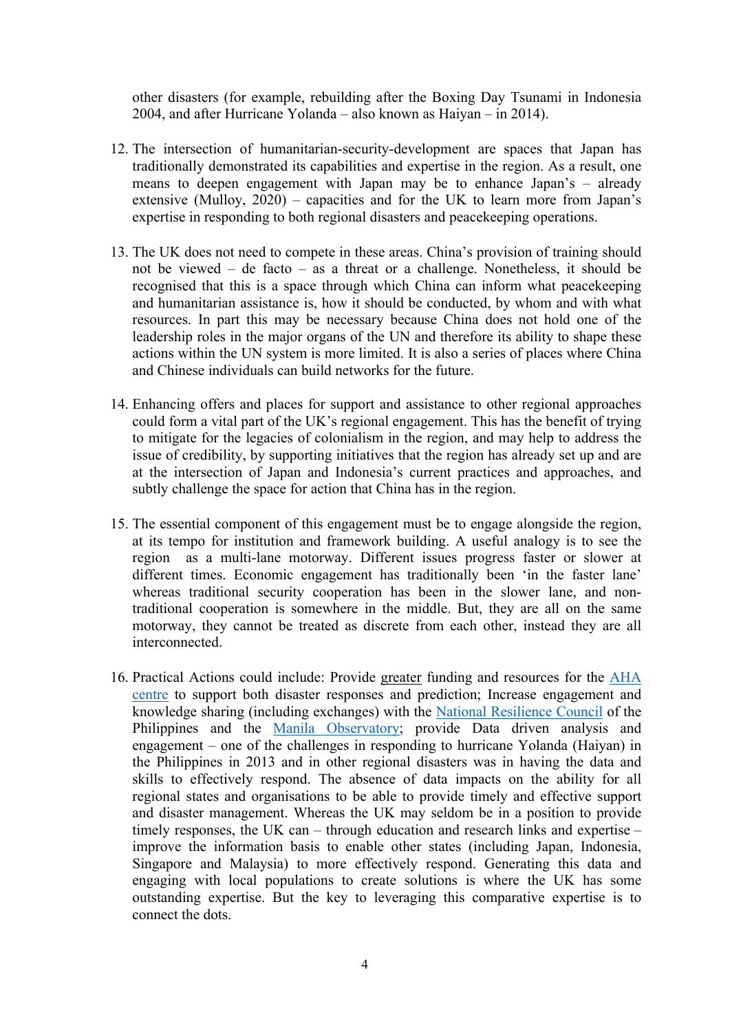other disasters (for example, rebuilding after the Boxing Day Tsunami in Indonesia 2004, and after Hurricane Yolanda – also known as Haiyan – in 2014).

12. The intersection of humanitarian-security-development are spaces that Japan has traditionally demonstrated its capabilities and expertise in the region. As a result, one means to deepen engagement with Japan may be to enhance Japan's – already extensive (Mulloy, 2020) – capacities and for the UK to learn more from Japan's expertise in responding to both regional disasters and peacekeeping operations.

13. The UK does not need to compete in these areas. China's provision of training should not be viewed – de facto – as a threat or a challenge. Nonetheless, it should be recognised that this is a space through which China can inform what peacekeeping and humanitarian assistance is, how it should be conducted, by whom and with what resources. In part this may be necessary because China does not hold one of the leadership roles in the major organs of the UN and therefore its ability to shape these actions within the UN system is more limited. It is also a series of places where China and Chinese individuals can build networks for the future.

14. Enhancing offers and places for support and assistance to other regional approaches could form a vital part of the UK's regional engagement. This has the benefit of trying to mitigate for the legacies of colonialism in the region, and may help to address the issue of credibility, by supporting initiatives that the region has already set up and are at the intersection of Japan and Indonesia's current practices and approaches, and subtly challenge the space for action that China has in the region.

15. The essential component of this engagement must be to engage alongside the region, at its tempo for institution and framework building. A useful analogy is to see the region as a multi-lane motorway. Different issues progress faster or slower at different times. Economic engagement has traditionally been 'in the faster lane' whereas traditional security cooperation has been in the slower lane, and non-traditional cooperation is somewhere in the middle. But, they are all on the same motorway, they cannot be treated as discrete from each other, instead they are all interconnected.

16. Practical Actions could include: Provide greater funding and resources for the AHA centre to support both disaster responses and prediction; Increase engagement and knowledge sharing (including exchanges) with the National Resilience Council of the Philippines and the Manila Observatory; provide Data driven analysis and engagement – one of the challenges in responding to hurricane Yolanda (Haiyan) in the Philippines in 2013 and in other regional disasters was in having the data and skills to effectively respond. The absence of data impacts on the ability for all regional states and organisations to be able to provide timely and effective support and disaster management. Whereas the UK may seldom be in a position to provide timely responses, the UK can – through education and research links and expertise – improve the information basis to enable other states (including Japan, Indonesia, Singapore and Malaysia) to more effectively respond. Generating this data and engaging with local populations to create solutions is where the UK has some outstanding expertise. But the key to leveraging this comparative expertise is to connect the dots.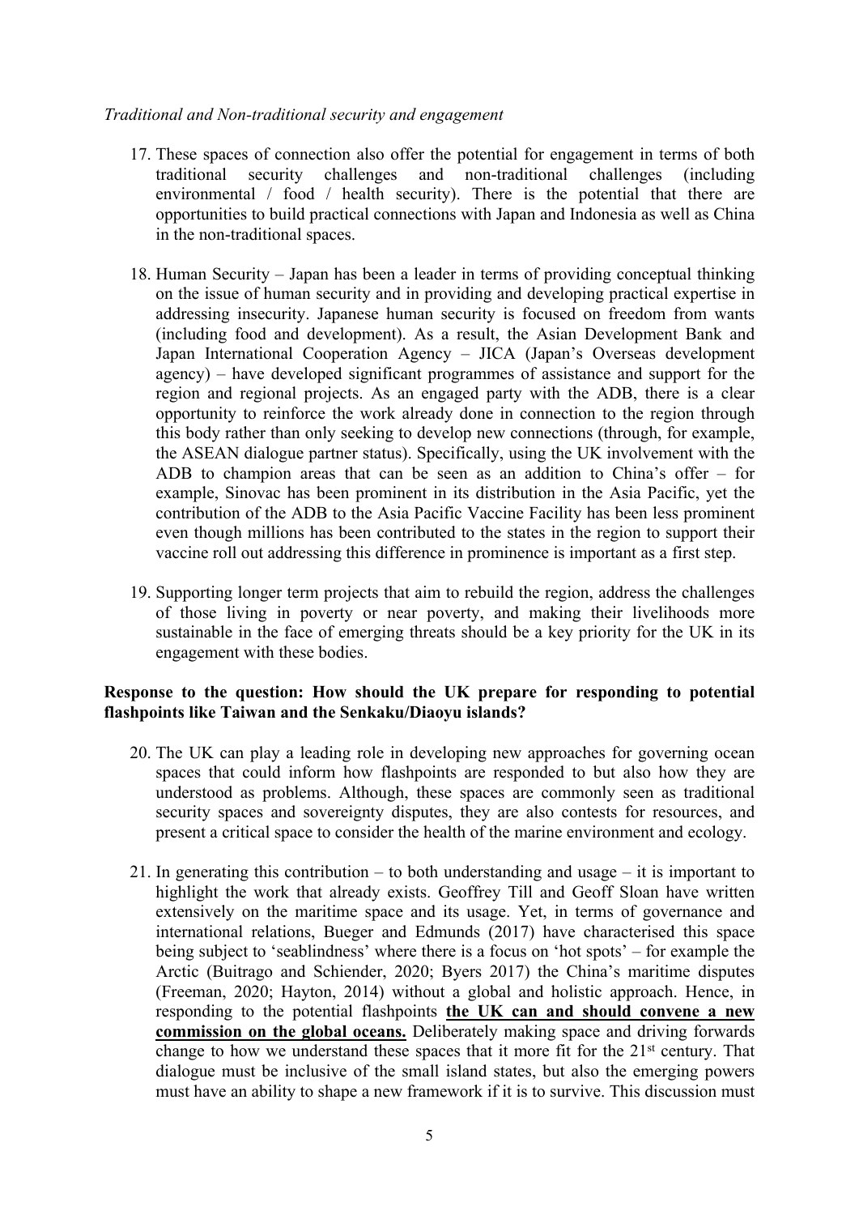*Traditional and Non-traditional security and engagement*

17. These spaces of connection also offer the potential for engagement in terms of both traditional security challenges and non-traditional challenges (including environmental / food / health security). There is the potential that there are opportunities to build practical connections with Japan and Indonesia as well as China in the non-traditional spaces.

18. Human Security – Japan has been a leader in terms of providing conceptual thinking on the issue of human security and in providing and developing practical expertise in addressing insecurity. Japanese human security is focused on freedom from wants (including food and development). As a result, the Asian Development Bank and Japan International Cooperation Agency – JICA (Japan's Overseas development agency) – have developed significant programmes of assistance and support for the region and regional projects. As an engaged party with the ADB, there is a clear opportunity to reinforce the work already done in connection to the region through this body rather than only seeking to develop new connections (through, for example, the ASEAN dialogue partner status). Specifically, using the UK involvement with the ADB to champion areas that can be seen as an addition to China's offer – for example, Sinovac has been prominent in its distribution in the Asia Pacific, yet the contribution of the ADB to the Asia Pacific Vaccine Facility has been less prominent even though millions has been contributed to the states in the region to support their vaccine roll out addressing this difference in prominence is important as a first step.

19. Supporting longer term projects that aim to rebuild the region, address the challenges of those living in poverty or near poverty, and making their livelihoods more sustainable in the face of emerging threats should be a key priority for the UK in its engagement with these bodies.

**Response to the question: How should the UK prepare for responding to potential flashpoints like Taiwan and the Senkaku/Diaoyu islands?**

20. The UK can play a leading role in developing new approaches for governing ocean spaces that could inform how flashpoints are responded to but also how they are understood as problems. Although, these spaces are commonly seen as traditional security spaces and sovereignty disputes, they are also contests for resources, and present a critical space to consider the health of the marine environment and ecology.

21. In generating this contribution – to both understanding and usage – it is important to highlight the work that already exists. Geoffrey Till and Geoff Sloan have written extensively on the maritime space and its usage. Yet, in terms of governance and international relations, Bueger and Edmunds (2017) have characterised this space being subject to 'seablindness' where there is a focus on 'hot spots' – for example the Arctic (Buitrago and Schiender, 2020; Byers 2017) the China's maritime disputes (Freeman, 2020; Hayton, 2014) without a global and holistic approach. Hence, in responding to the potential flashpoints **the UK can and should convene a new commission on the global oceans.** Deliberately making space and driving forwards change to how we understand these spaces that it more fit for the 21st century. That dialogue must be inclusive of the small island states, but also the emerging powers must have an ability to shape a new framework if it is to survive. This discussion must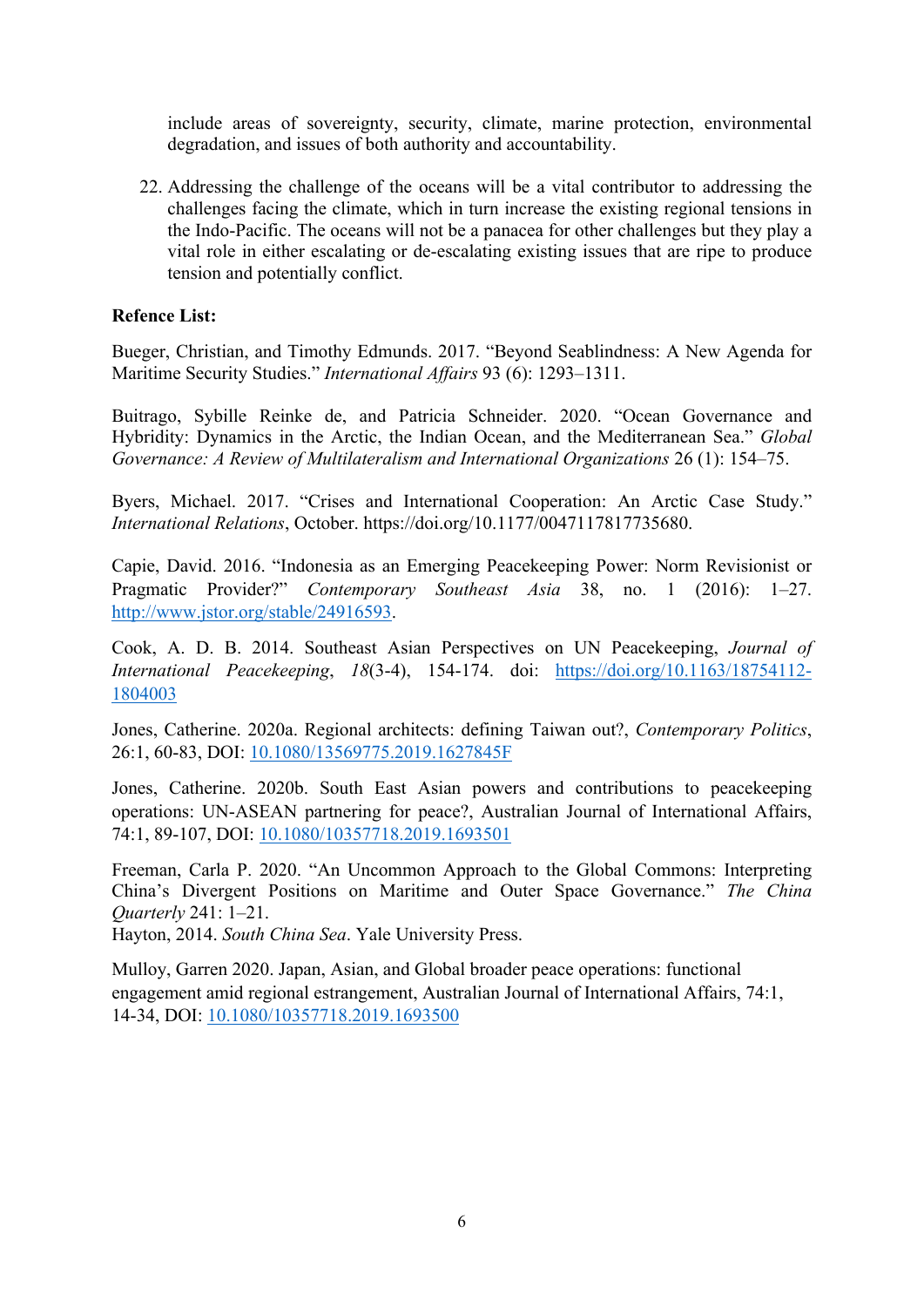include areas of sovereignty, security, climate, marine protection, environmental degradation, and issues of both authority and accountability.

22. Addressing the challenge of the oceans will be a vital contributor to addressing the challenges facing the climate, which in turn increase the existing regional tensions in the Indo-Pacific. The oceans will not be a panacea for other challenges but they play a vital role in either escalating or de-escalating existing issues that are ripe to produce tension and potentially conflict.

**Refence List:**

Bueger, Christian, and Timothy Edmunds. 2017. "Beyond Seablindness: A New Agenda for Maritime Security Studies." *International Affairs* 93 (6): 1293–1311.

Buitrago, Sybille Reinke de, and Patricia Schneider. 2020. "Ocean Governance and Hybridity: Dynamics in the Arctic, the Indian Ocean, and the Mediterranean Sea." *Global Governance: A Review of Multilateralism and International Organizations* 26 (1): 154–75.

Byers, Michael. 2017. "Crises and International Cooperation: An Arctic Case Study." *International Relations*, October. https://doi.org/10.1177/0047117817735680.

Capie, David. 2016. "Indonesia as an Emerging Peacekeeping Power: Norm Revisionist or Pragmatic Provider?" *Contemporary Southeast Asia* 38, no. 1 (2016): 1–27. http://www.jstor.org/stable/24916593.

Cook, A. D. B. 2014. Southeast Asian Perspectives on UN Peacekeeping, *Journal of International Peacekeeping*, *18*(3-4), 154-174. doi: https://doi.org/10.1163/18754112-1804003

Jones, Catherine. 2020a. Regional architects: defining Taiwan out?, *Contemporary Politics*, 26:1, 60-83, DOI: 10.1080/13569775.2019.1627845F

Jones, Catherine. 2020b. South East Asian powers and contributions to peacekeeping operations: UN-ASEAN partnering for peace?, Australian Journal of International Affairs, 74:1, 89-107, DOI: 10.1080/10357718.2019.1693501

Freeman, Carla P. 2020. "An Uncommon Approach to the Global Commons: Interpreting China's Divergent Positions on Maritime and Outer Space Governance." *The China Quarterly* 241: 1–21.
Hayton, 2014. *South China Sea*. Yale University Press.

Mulloy, Garren 2020. Japan, Asian, and Global broader peace operations: functional engagement amid regional estrangement, Australian Journal of International Affairs, 74:1, 14-34, DOI: 10.1080/10357718.2019.1693500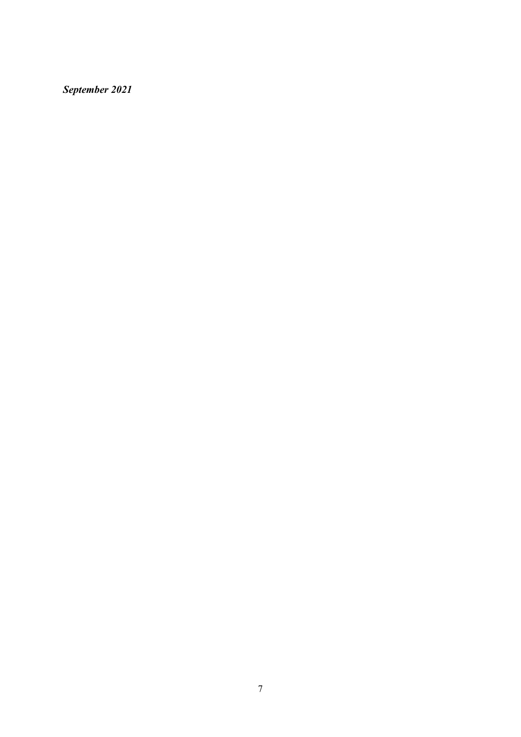***September 2021***